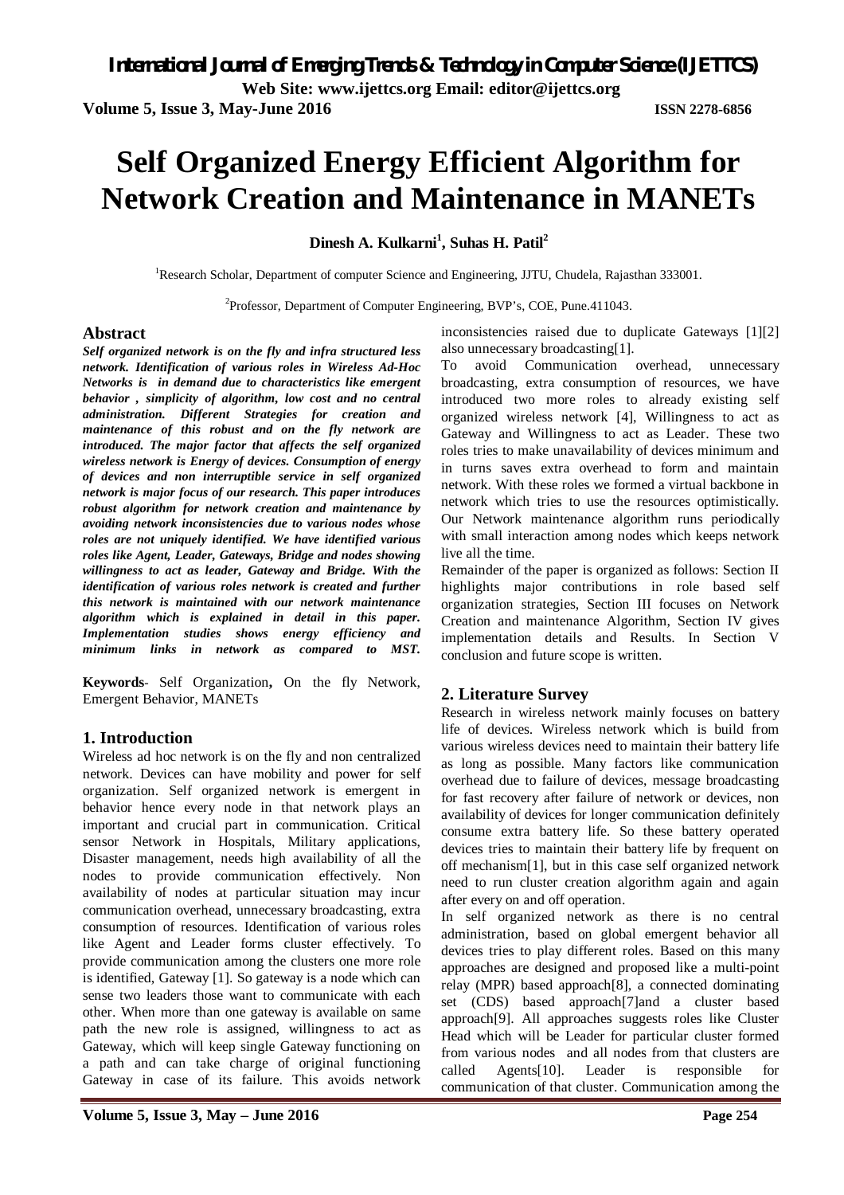# Self Organized Energy Efficient Algorithm for Network Creation and Maintenance in MANETs

**Dinesh A. Kulkarni[1], Suhas H. Patil[2]**

[1]Research Scholar, Department of computer Science and Engineering, JJTU, Chudela, Rajasthan 333001.

[2]Professor, Department of Computer Engineering, BVP's, COE, Pune.411043.

## Abstract

***Self organized network is on the fly and infra structured less network. Identification of various roles in Wireless Ad-Hoc Networks is in demand due to characteristics like emergent behavior, simplicity of algorithm, low cost and no central administration. Different Strategies for creation and maintenance of this robust and on the fly network are introduced. The major factor that affects the self organized wireless network is Energy of devices. Consumption of energy of devices and non interruptible service in self organized network is major focus of our research. This paper introduces robust algorithm for network creation and maintenance by avoiding network inconsistencies due to various nodes whose roles are not uniquely identified. We have identified various roles like Agent, Leader, Gateways, Bridge and nodes showing willingness to act as leader, Gateway and Bridge. With the identification of various roles network is created and further this network is maintained with our network maintenance algorithm which is explained in detail in this paper. Implementation studies shows energy efficiency and minimum links in network as compared to MST.***

**Keywords**- Self Organization**,** On the fly Network, Emergent Behavior, MANETs

## 1. Introduction

Wireless ad hoc network is on the fly and non centralized network. Devices can have mobility and power for self organization. Self organized network is emergent in behavior hence every node in that network plays an important and crucial part in communication. Critical sensor Network in Hospitals, Military applications, Disaster management, needs high availability of all the nodes to provide communication effectively. Non availability of nodes at particular situation may incur communication overhead, unnecessary broadcasting, extra consumption of resources. Identification of various roles like Agent and Leader forms cluster effectively. To provide communication among the clusters one more role is identified, Gateway [1]. So gateway is a node which can sense two leaders those want to communicate with each other. When more than one gateway is available on same path the new role is assigned, willingness to act as Gateway, which will keep single Gateway functioning on a path and can take charge of original functioning Gateway in case of its failure. This avoids network inconsistencies raised due to duplicate Gateways [1][2] also unnecessary broadcasting[1].

To avoid Communication overhead, unnecessary broadcasting, extra consumption of resources, we have introduced two more roles to already existing self organized wireless network [4], Willingness to act as Gateway and Willingness to act as Leader. These two roles tries to make unavailability of devices minimum and in turns saves extra overhead to form and maintain network. With these roles we formed a virtual backbone in network which tries to use the resources optimistically. Our Network maintenance algorithm runs periodically with small interaction among nodes which keeps network live all the time.

Remainder of the paper is organized as follows: Section II highlights major contributions in role based self organization strategies, Section III focuses on Network Creation and maintenance Algorithm, Section IV gives implementation details and Results. In Section V conclusion and future scope is written.

## 2. Literature Survey

Research in wireless network mainly focuses on battery life of devices. Wireless network which is build from various wireless devices need to maintain their battery life as long as possible. Many factors like communication overhead due to failure of devices, message broadcasting for fast recovery after failure of network or devices, non availability of devices for longer communication definitely consume extra battery life. So these battery operated devices tries to maintain their battery life by frequent on off mechanism[1], but in this case self organized network need to run cluster creation algorithm again and again after every on and off operation.

In self organized network as there is no central administration, based on global emergent behavior all devices tries to play different roles. Based on this many approaches are designed and proposed like a multi-point relay (MPR) based approach[8], a connected dominating set (CDS) based approach[7]and a cluster based approach[9]. All approaches suggests roles like Cluster Head which will be Leader for particular cluster formed from various nodes and all nodes from that clusters are called Agents[10]. Leader is responsible for communication of that cluster. Communication among the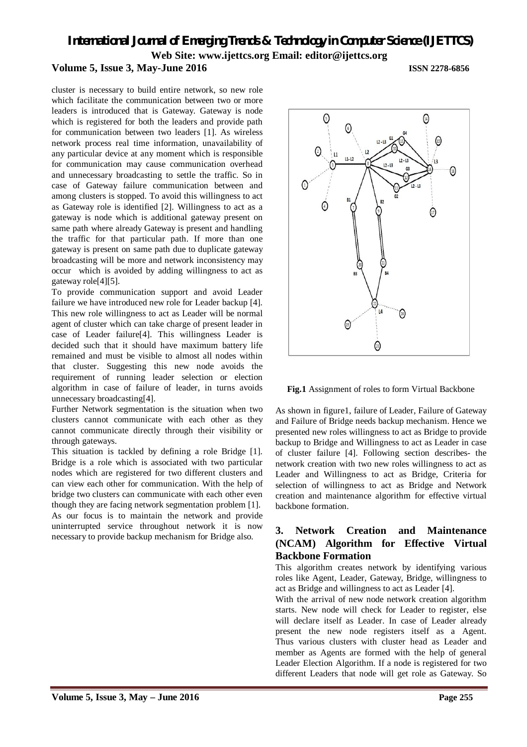cluster is necessary to build entire network, so new role which facilitate the communication between two or more leaders is introduced that is Gateway. Gateway is node which is registered for both the leaders and provide path for communication between two leaders [1]. As wireless network process real time information, unavailability of any particular device at any moment which is responsible for communication may cause communication overhead and unnecessary broadcasting to settle the traffic. So in case of Gateway failure communication between and among clusters is stopped. To avoid this willingness to act as Gateway role is identified [2]. Willingness to act as a gateway is node which is additional gateway present on same path where already Gateway is present and handling the traffic for that particular path. If more than one gateway is present on same path due to duplicate gateway broadcasting will be more and network inconsistency may occur which is avoided by adding willingness to act as gateway role[4][5].

To provide communication support and avoid Leader failure we have introduced new role for Leader backup [4]. This new role willingness to act as Leader will be normal agent of cluster which can take charge of present leader in case of Leader failure[4]. This willingness Leader is decided such that it should have maximum battery life remained and must be visible to almost all nodes within that cluster. Suggesting this new node avoids the requirement of running leader selection or election algorithm in case of failure of leader, in turns avoids unnecessary broadcasting[4].

Further Network segmentation is the situation when two clusters cannot communicate with each other as they cannot communicate directly through their visibility or through gateways.

This situation is tackled by defining a role Bridge [1]. Bridge is a role which is associated with two particular nodes which are registered for two different clusters and can view each other for communication. With the help of bridge two clusters can communicate with each other even though they are facing network segmentation problem [1].

As our focus is to maintain the network and provide uninterrupted service throughout network it is now necessary to provide backup mechanism for Bridge also.

**Fig.1** Assignment of roles to form Virtual Backbone

As shown in figure1, failure of Leader, Failure of Gateway and Failure of Bridge needs backup mechanism. Hence we presented new roles willingness to act as Bridge to provide backup to Bridge and Willingness to act as Leader in case of cluster failure [4]. Following section describes- the network creation with two new roles willingness to act as Leader and Willingness to act as Bridge, Criteria for selection of willingness to act as Bridge and Network creation and maintenance algorithm for effective virtual backbone formation.

## 3. Network Creation and Maintenance (NCAM) Algorithm for Effective Virtual Backbone Formation

This algorithm creates network by identifying various roles like Agent, Leader, Gateway, Bridge, willingness to act as Bridge and willingness to act as Leader [4].

With the arrival of new node network creation algorithm starts. New node will check for Leader to register, else will declare itself as Leader. In case of Leader already present the new node registers itself as a Agent. Thus various clusters with cluster head as Leader and member as Agents are formed with the help of general Leader Election Algorithm. If a node is registered for two different Leaders that node will get role as Gateway. So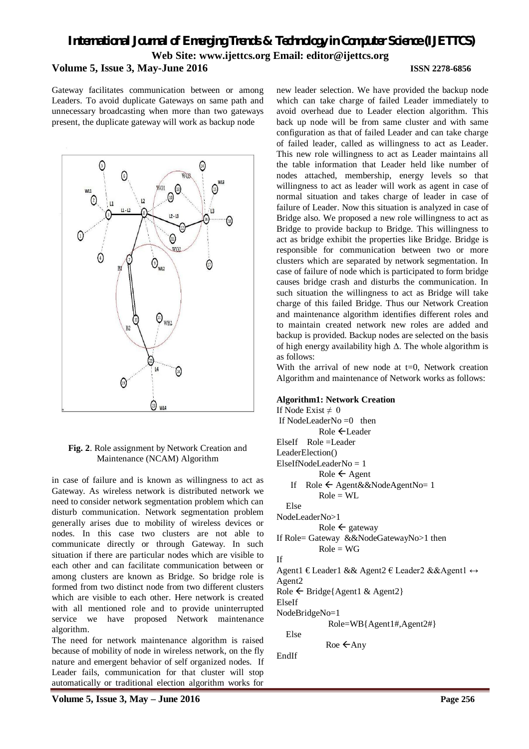Gateway facilitates communication between or among Leaders. To avoid duplicate Gateways on same path and unnecessary broadcasting when more than two gateways present, the duplicate gateway will work as backup node

**Fig. 2**. Role assignment by Network Creation and Maintenance (NCAM) Algorithm

in case of failure and is known as willingness to act as Gateway. As wireless network is distributed network we need to consider network segmentation problem which can disturb communication. Network segmentation problem generally arises due to mobility of wireless devices or nodes. In this case two clusters are not able to communicate directly or through Gateway. In such situation if there are particular nodes which are visible to each other and can facilitate communication between or among clusters are known as Bridge. So bridge role is formed from two distinct node from two different clusters which are visible to each other. Here network is created with all mentioned role and to provide uninterrupted service we have proposed Network maintenance algorithm.

The need for network maintenance algorithm is raised because of mobility of node in wireless network, on the fly nature and emergent behavior of self organized nodes. If Leader fails, communication for that cluster will stop automatically or traditional election algorithm works for new leader selection. We have provided the backup node which can take charge of failed Leader immediately to avoid overhead due to Leader election algorithm. This back up node will be from same cluster and with same configuration as that of failed Leader and can take charge of failed leader, called as willingness to act as Leader. This new role willingness to act as Leader maintains all the table information that Leader held like number of nodes attached, membership, energy levels so that willingness to act as leader will work as agent in case of normal situation and takes charge of leader in case of failure of Leader. Now this situation is analyzed in case of Bridge also. We proposed a new role willingness to act as Bridge to provide backup to Bridge. This willingness to act as bridge exhibit the properties like Bridge. Bridge is responsible for communication between two or more clusters which are separated by network segmentation. In case of failure of node which is participated to form bridge causes bridge crash and disturbs the communication. In such situation the willingness to act as Bridge will take charge of this failed Bridge. Thus our Network Creation and maintenance algorithm identifies different roles and to maintain created network new roles are added and backup is provided. Backup nodes are selected on the basis of high energy availability high $\Delta$. The whole algorithm is as follows:

With the arrival of new node at t=0, Network creation Algorithm and maintenance of Network works as follows:

**Algorithm1: Network Creation**

```
If Node Exist ≠ 0
 If NodeLeaderNo =0   then
          Role ←Leader
ElseIf   Role =Leader
LeaderElection()
ElseIfNodeLeaderNo = 1
          Role ← Agent
    If   Role ← Agent&&NodeAgentNo= 1
          Role = WL
  Else
NodeLeaderNo>1
          Role ← gateway
If Role= Gateway  &&NodeGatewayNo>1 then
          Role = WG
If
Agent1 € Leader1 && Agent2 € Leader2 &&Agent1 ↔ Agent2
Role ← Bridge{Agent1 & Agent2}
ElseIf
NodeBridgeNo=1
            Role=WB{Agent1#,Agent2#}
  Else
          Roe ←Any
EndIf
```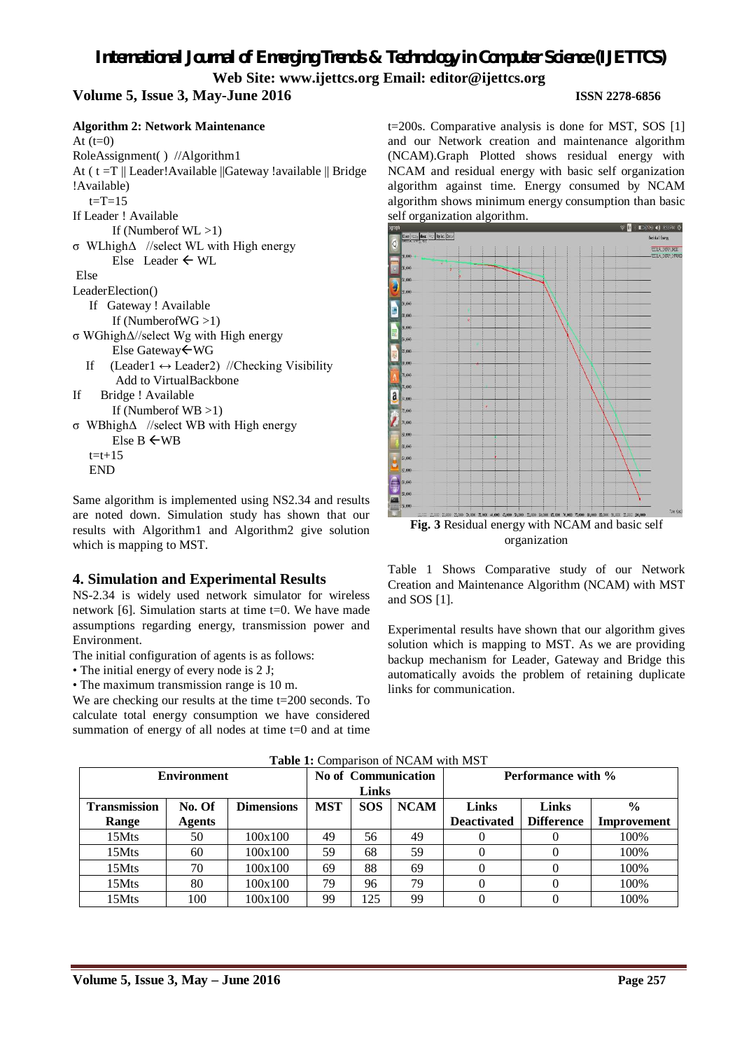**Algorithm 2: Network Maintenance**

```
At (t=0)
RoleAssignment( ) //Algorithm1
At ( t =T || Leader!Available ||Gateway !available || Bridge !Available)
   t=T=15
If Leader ! Available
       If (Numberof WL >1)
σ  WLhighΔ   //select WL with High energy
       Else   Leader ← WL
 Else
LeaderElection()
   If  Gateway ! Available
       If (NumberofWG >1)
σ WGhighΔ//select Wg with High energy
       Else Gateway←WG
   If    (Leader1 ↔ Leader2)  //Checking Visibility
        Add to VirtualBackbone
If     Bridge ! Available
       If (Numberof WB >1)
σ  WBhighΔ   //select WB with High energy
       Else B ←WB
   t=t+15
   END
```

Same algorithm is implemented using NS2.34 and results are noted down. Simulation study has shown that our results with Algorithm1 and Algorithm2 give solution which is mapping to MST.

## 4. Simulation and Experimental Results

NS-2.34 is widely used network simulator for wireless network [6]. Simulation starts at time t=0. We have made assumptions regarding energy, transmission power and Environment.

The initial configuration of agents is as follows:

- The initial energy of every node is 2 J;
- The maximum transmission range is 10 m.

We are checking our results at the time t=200 seconds. To calculate total energy consumption we have considered summation of energy of all nodes at time t=0 and at time t=200s. Comparative analysis is done for MST, SOS [1] and our Network creation and maintenance algorithm (NCAM).Graph Plotted shows residual energy with NCAM and residual energy with basic self organization algorithm against time. Energy consumed by NCAM algorithm shows minimum energy consumption than basic self organization algorithm.

**Fig. 3** Residual energy with NCAM and basic self organization

Table 1 Shows Comparative study of our Network Creation and Maintenance Algorithm (NCAM) with MST and SOS [1].

Experimental results have shown that our algorithm gives solution which is mapping to MST. As we are providing backup mechanism for Leader, Gateway and Bridge this automatically avoids the problem of retaining duplicate links for communication.

**Table 1:** Comparison of NCAM with MST

| Environment | | | No of Communication Links | | | Performance with % | | |
|---|---|---|---|---|---|---|---|---|
| **Transmission Range** | **No. Of Agents** | **Dimensions** | **MST** | **SOS** | **NCAM** | **Links Deactivated** | **Links Difference** | **% Improvement** |
| 15Mts | 50 | 100x100 | 49 | 56 | 49 | 0 | 0 | 100% |
| 15Mts | 60 | 100x100 | 59 | 68 | 59 | 0 | 0 | 100% |
| 15Mts | 70 | 100x100 | 69 | 88 | 69 | 0 | 0 | 100% |
| 15Mts | 80 | 100x100 | 79 | 96 | 79 | 0 | 0 | 100% |
| 15Mts | 100 | 100x100 | 99 | 125 | 99 | 0 | 0 | 100% |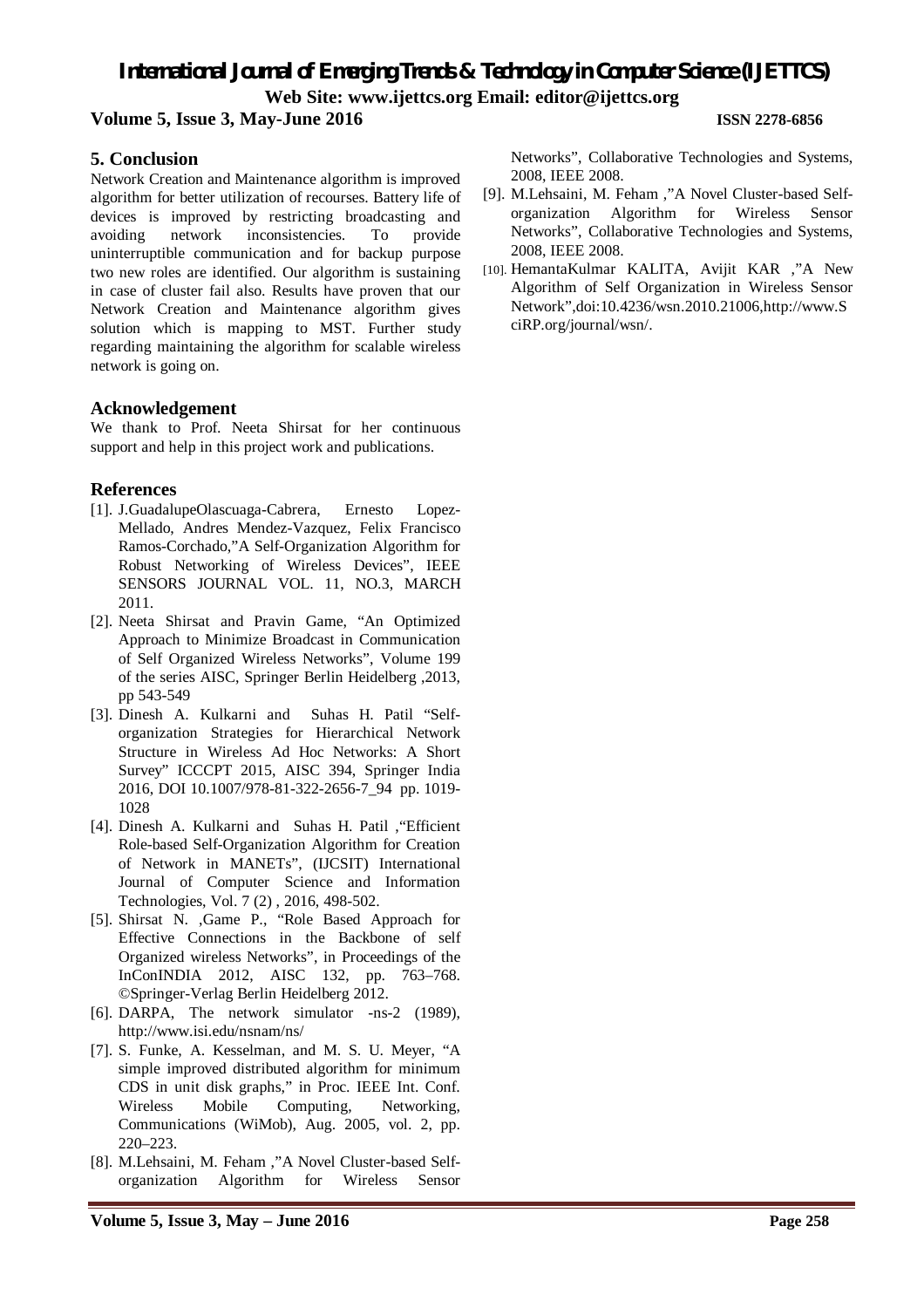## 5. Conclusion

Network Creation and Maintenance algorithm is improved algorithm for better utilization of recourses. Battery life of devices is improved by restricting broadcasting and avoiding network inconsistencies. To provide uninterruptible communication and for backup purpose two new roles are identified. Our algorithm is sustaining in case of cluster fail also. Results have proven that our Network Creation and Maintenance algorithm gives solution which is mapping to MST. Further study regarding maintaining the algorithm for scalable wireless network is going on.

## Acknowledgement

We thank to Prof. Neeta Shirsat for her continuous support and help in this project work and publications.

## References

[1]. J.GuadalupeOlascuaga-Cabrera, Ernesto Lopez-Mellado, Andres Mendez-Vazquez, Felix Francisco Ramos-Corchado,"A Self-Organization Algorithm for Robust Networking of Wireless Devices", IEEE SENSORS JOURNAL VOL. 11, NO.3, MARCH 2011.

[2]. Neeta Shirsat and Pravin Game, "An Optimized Approach to Minimize Broadcast in Communication of Self Organized Wireless Networks", Volume 199 of the series AISC, Springer Berlin Heidelberg ,2013, pp 543-549

[3]. Dinesh A. Kulkarni and Suhas H. Patil "Self-organization Strategies for Hierarchical Network Structure in Wireless Ad Hoc Networks: A Short Survey" ICCCPT 2015, AISC 394, Springer India 2016, DOI 10.1007/978-81-322-2656-7_94 pp. 1019-1028

[4]. Dinesh A. Kulkarni and Suhas H. Patil ,"Efficient Role-based Self-Organization Algorithm for Creation of Network in MANETs", (IJCSIT) International Journal of Computer Science and Information Technologies, Vol. 7 (2) , 2016, 498-502.

[5]. Shirsat N. ,Game P., "Role Based Approach for Effective Connections in the Backbone of self Organized wireless Networks", in Proceedings of the InConINDIA 2012, AISC 132, pp. 763–768. ©Springer-Verlag Berlin Heidelberg 2012.

[6]. DARPA, The network simulator -ns-2 (1989), http://www.isi.edu/nsnam/ns/

[7]. S. Funke, A. Kesselman, and M. S. U. Meyer, "A simple improved distributed algorithm for minimum CDS in unit disk graphs," in Proc. IEEE Int. Conf. Wireless Mobile Computing, Networking, Communications (WiMob), Aug. 2005, vol. 2, pp. 220–223.

[8]. M.Lehsaini, M. Feham ,"A Novel Cluster-based Self-organization Algorithm for Wireless Sensor Networks", Collaborative Technologies and Systems, 2008, IEEE 2008.

[9]. M.Lehsaini, M. Feham ,"A Novel Cluster-based Self-organization Algorithm for Wireless Sensor Networks", Collaborative Technologies and Systems, 2008, IEEE 2008.

[10]. HemantaKulmar KALITA, Avijit KAR ,"A New Algorithm of Self Organization in Wireless Sensor Network",doi:10.4236/wsn.2010.21006,http://www.SciRP.org/journal/wsn/.